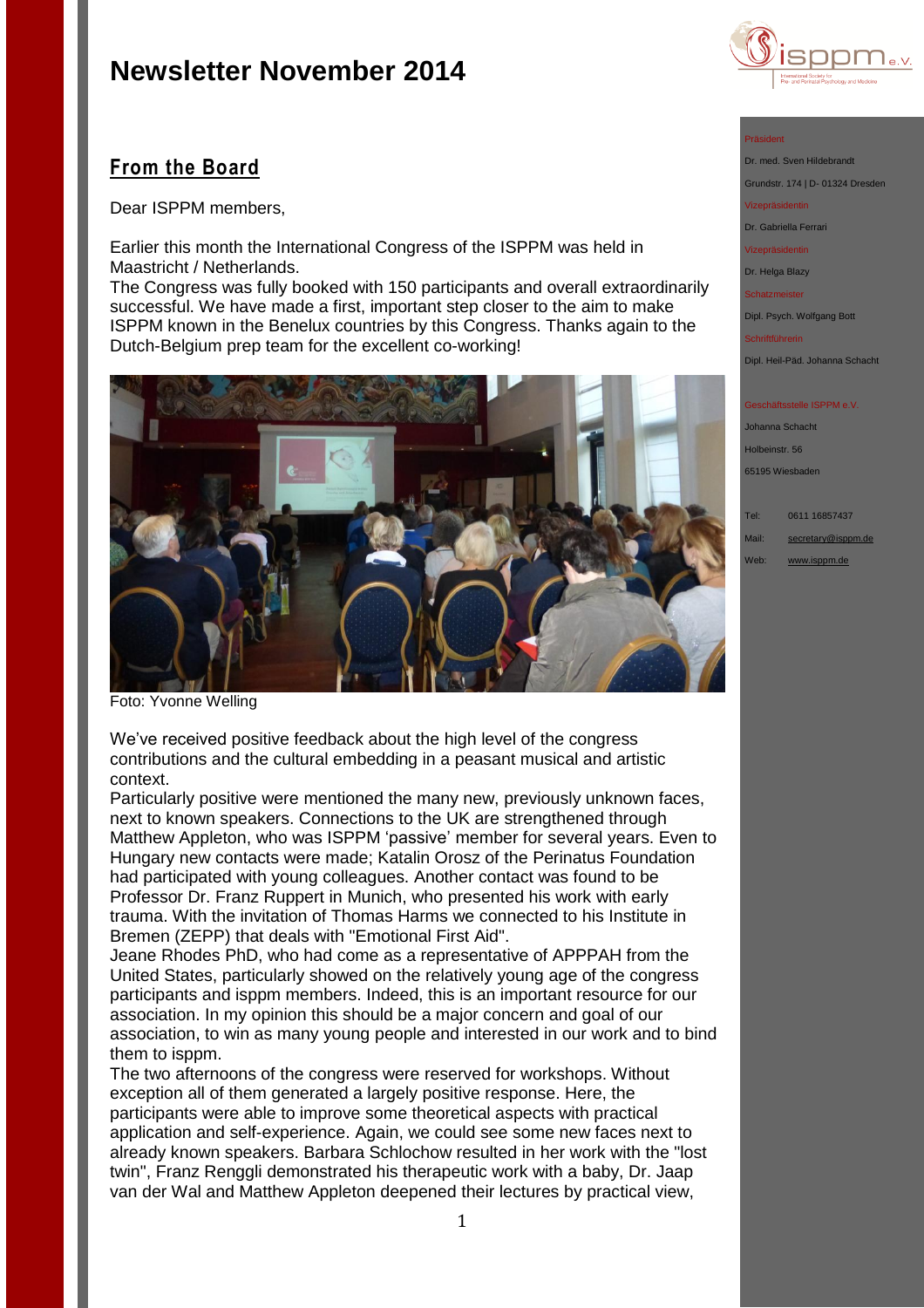# Newsletter November 2014

Präsident

Dr. med. Sven Hildebrandt

Grundstr. 174 | D- 01324 Dresden

Vizepräsidentin

Dr. Gabriella Ferrari

Vizepräsidentin

Dr. Helga Blazy

Schatzmeister

Dipl. Psych. Wolfgang Bott

Schriftführerin

Dipl. Heil-Päd. Johanna Schacht

Geschäftsstelle ISPPM e.V.

Johanna Schacht

Holbeinstr. 56

65195 Wiesbaden

Tel: 0611 16857437

Mail: secretary@isppm.de

Web: www.isppm.de

## From the Board

Dear ISPPM members,

Earlier this month the International Congress of the ISPPM was held in Maastricht / Netherlands.
The Congress was fully booked with 150 participants and overall extraordinarily successful. We have made a first, important step closer to the aim to make ISPPM known in the Benelux countries by this Congress. Thanks again to the Dutch-Belgium prep team for the excellent co-working!

Foto: Yvonne Welling

We've received positive feedback about the high level of the congress contributions and the cultural embedding in a peasant musical and artistic context.
Particularly positive were mentioned the many new, previously unknown faces, next to known speakers. Connections to the UK are strengthened through Matthew Appleton, who was ISPPM 'passive' member for several years. Even to Hungary new contacts were made; Katalin Orosz of the Perinatus Foundation had participated with young colleagues. Another contact was found to be Professor Dr. Franz Ruppert in Munich, who presented his work with early trauma. With the invitation of Thomas Harms we connected to his Institute in Bremen (ZEPP) that deals with "Emotional First Aid".
Jeane Rhodes PhD, who had come as a representative of APPPAH from the United States, particularly showed on the relatively young age of the congress participants and isppm members. Indeed, this is an important resource for our association. In my opinion this should be a major concern and goal of our association, to win as many young people and interested in our work and to bind them to isppm.
The two afternoons of the congress were reserved for workshops. Without exception all of them generated a largely positive response. Here, the participants were able to improve some theoretical aspects with practical application and self-experience. Again, we could see some new faces next to already known speakers. Barbara Schlochow resulted in her work with the "lost twin", Franz Renggli demonstrated his therapeutic work with a baby, Dr. Jaap van der Wal and Matthew Appleton deepened their lectures by practical view,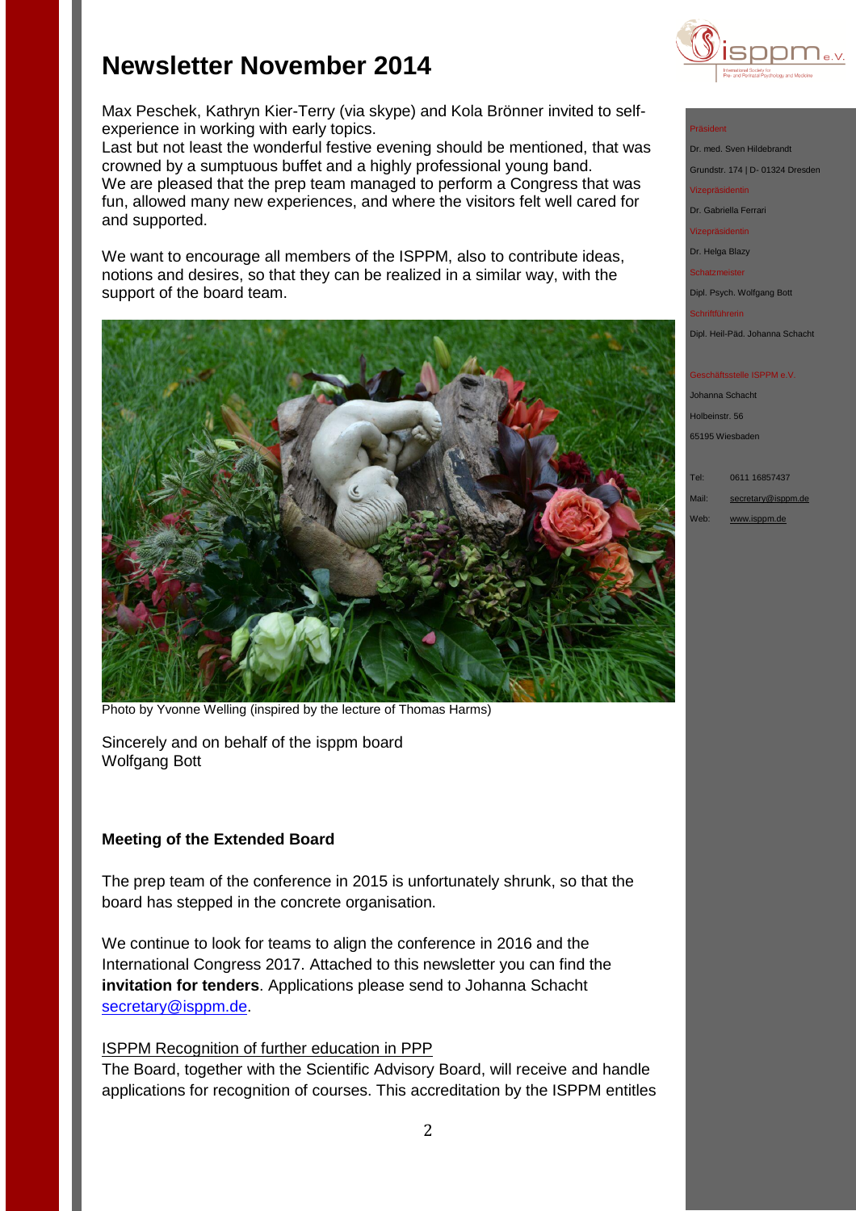# Newsletter November 2014

Max Peschek, Kathryn Kier-Terry (via skype) and Kola Brönner invited to self-experience in working with early topics.
Last but not least the wonderful festive evening should be mentioned, that was crowned by a sumptuous buffet and a highly professional young band.
We are pleased that the prep team managed to perform a Congress that was fun, allowed many new experiences, and where the visitors felt well cared for and supported.

We want to encourage all members of the ISPPM, also to contribute ideas, notions and desires, so that they can be realized in a similar way, with the support of the board team.

Photo by Yvonne Welling (inspired by the lecture of Thomas Harms)

Sincerely and on behalf of the isppm board
Wolfgang Bott

**Meeting of the Extended Board**

The prep team of the conference in 2015 is unfortunately shrunk, so that the board has stepped in the concrete organisation.

We continue to look for teams to align the conference in 2016 and the International Congress 2017. Attached to this newsletter you can find the **invitation for tenders**. Applications please send to Johanna Schacht secretary@isppm.de.

ISPPM Recognition of further education in PPP
The Board, together with the Scientific Advisory Board, will receive and handle applications for recognition of courses. This accreditation by the ISPPM entitles

Präsident
Dr. med. Sven Hildebrandt
Grundstr. 174 | D- 01324 Dresden
Vizepräsidentin
Dr. Gabriella Ferrari
Vizepräsidentin
Dr. Helga Blazy
Schatzmeister
Dipl. Psych. Wolfgang Bott
Schriftführerin
Dipl. Heil-Päd. Johanna Schacht

Geschäftsstelle ISPPM e.V.
Johanna Schacht
Holbeinstr. 56
65195 Wiesbaden

Tel: 0611 16857437
Mail: secretary@isppm.de
Web: www.isppm.de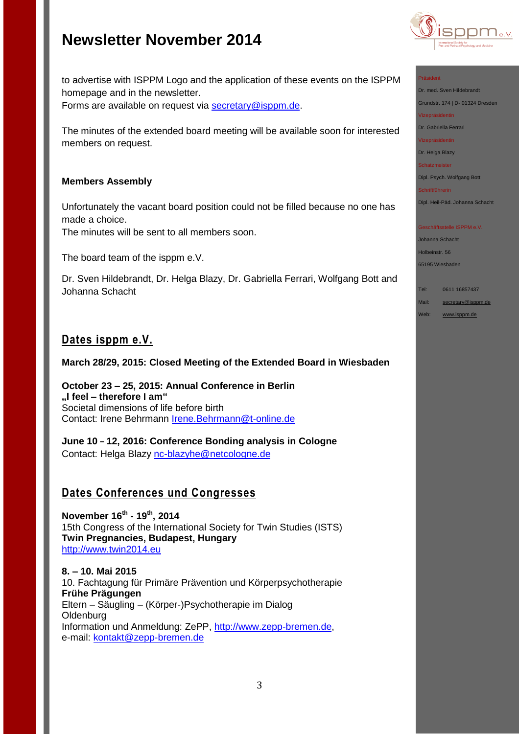to advertise with ISPPM Logo and the application of these events on the ISPPM homepage and in the newsletter.
Forms are available on request via secretary@isppm.de.

The minutes of the extended board meeting will be available soon for interested members on request.

**Members Assembly**

Unfortunately the vacant board position could not be filled because no one has made a choice.
The minutes will be sent to all members soon.

The board team of the isppm e.V.

Dr. Sven Hildebrandt, Dr. Helga Blazy, Dr. Gabriella Ferrari, Wolfgang Bott and Johanna Schacht

## Dates isppm e.V.

**March 28/29, 2015: Closed Meeting of the Extended Board in Wiesbaden**

**October 23 – 25, 2015: Annual Conference in Berlin**
**„I feel – therefore I am“**
Societal dimensions of life before birth
Contact: Irene Behrmann Irene.Behrmann@t-online.de

**June 10 – 12, 2016: Conference Bonding analysis in Cologne**
Contact: Helga Blazy nc-blazyhe@netcologne.de

## Dates Conferences und Congresses

**November 16th - 19th, 2014**
15th Congress of the International Society for Twin Studies (ISTS)
**Twin Pregnancies, Budapest, Hungary**
http://www.twin2014.eu

**8. – 10. Mai 2015**
10. Fachtagung für Primäre Prävention und Körperpsychotherapie
**Frühe Prägungen**
Eltern – Säugling – (Körper-)Psychotherapie im Dialog
Oldenburg
Information und Anmeldung: ZePP, http://www.zepp-bremen.de,
e-mail: kontakt@zepp-bremen.de

Präsident
Dr. med. Sven Hildebrandt
Grundstr. 174 | D- 01324 Dresden
Vizepräsidentin
Dr. Gabriella Ferrari
Vizepräsidentin
Dr. Helga Blazy
Schatzmeister
Dipl. Psych. Wolfgang Bott
Schriftführerin
Dipl. Heil-Päd. Johanna Schacht

Geschäftsstelle ISPPM e.V.
Johanna Schacht
Holbeinstr. 56
65195 Wiesbaden

Tel: 0611 16857437
Mail: secretary@isppm.de
Web: www.isppm.de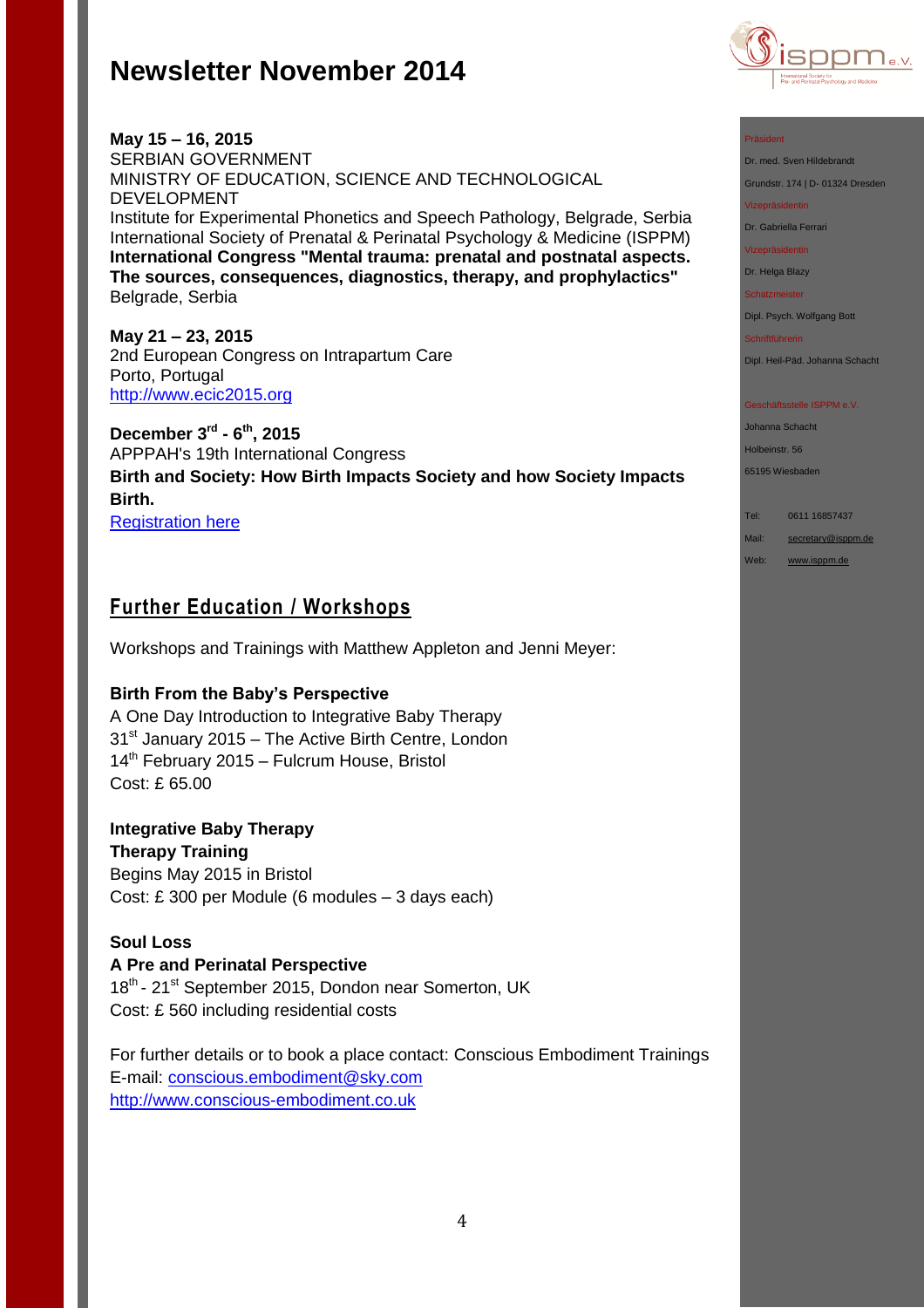**May 15 – 16, 2015**
SERBIAN GOVERNMENT
MINISTRY OF EDUCATION, SCIENCE AND TECHNOLOGICAL DEVELOPMENT
Institute for Experimental Phonetics and Speech Pathology, Belgrade, Serbia
International Society of Prenatal & Perinatal Psychology & Medicine (ISPPM)
**International Congress "Mental trauma: prenatal and postnatal aspects. The sources, consequences, diagnostics, therapy, and prophylactics"**
Belgrade, Serbia

**May 21 – 23, 2015**
2nd European Congress on Intrapartum Care
Porto, Portugal
http://www.ecic2015.org

**December 3rd - 6th, 2015**
APPPAH's 19th International Congress
**Birth and Society: How Birth Impacts Society and how Society Impacts Birth.**
Registration here

## Further Education / Workshops

Workshops and Trainings with Matthew Appleton and Jenni Meyer:

**Birth From the Baby's Perspective**
A One Day Introduction to Integrative Baby Therapy
31st January 2015 – The Active Birth Centre, London
14th February 2015 – Fulcrum House, Bristol
Cost: £ 65.00

**Integrative Baby Therapy**
**Therapy Training**
Begins May 2015 in Bristol
Cost: £ 300 per Module (6 modules – 3 days each)

**Soul Loss**
**A Pre and Perinatal Perspective**
18th - 21st September 2015, Dondon near Somerton, UK
Cost: £ 560 including residential costs

For further details or to book a place contact: Conscious Embodiment Trainings
E-mail: conscious.embodiment@sky.com
http://www.conscious-embodiment.co.uk

Präsident
Dr. med. Sven Hildebrandt
Grundstr. 174 | D- 01324 Dresden
Vizepräsidentin
Dr. Gabriella Ferrari
Vizepräsidentin
Dr. Helga Blazy
Schatzmeister
Dipl. Psych. Wolfgang Bott
Schriftführerin
Dipl. Heil-Päd. Johanna Schacht

Geschäftsstelle ISPPM e.V.
Johanna Schacht
Holbeinstr. 56
65195 Wiesbaden

Tel: 0611 16857437
Mail: secretary@isppm.de
Web: www.isppm.de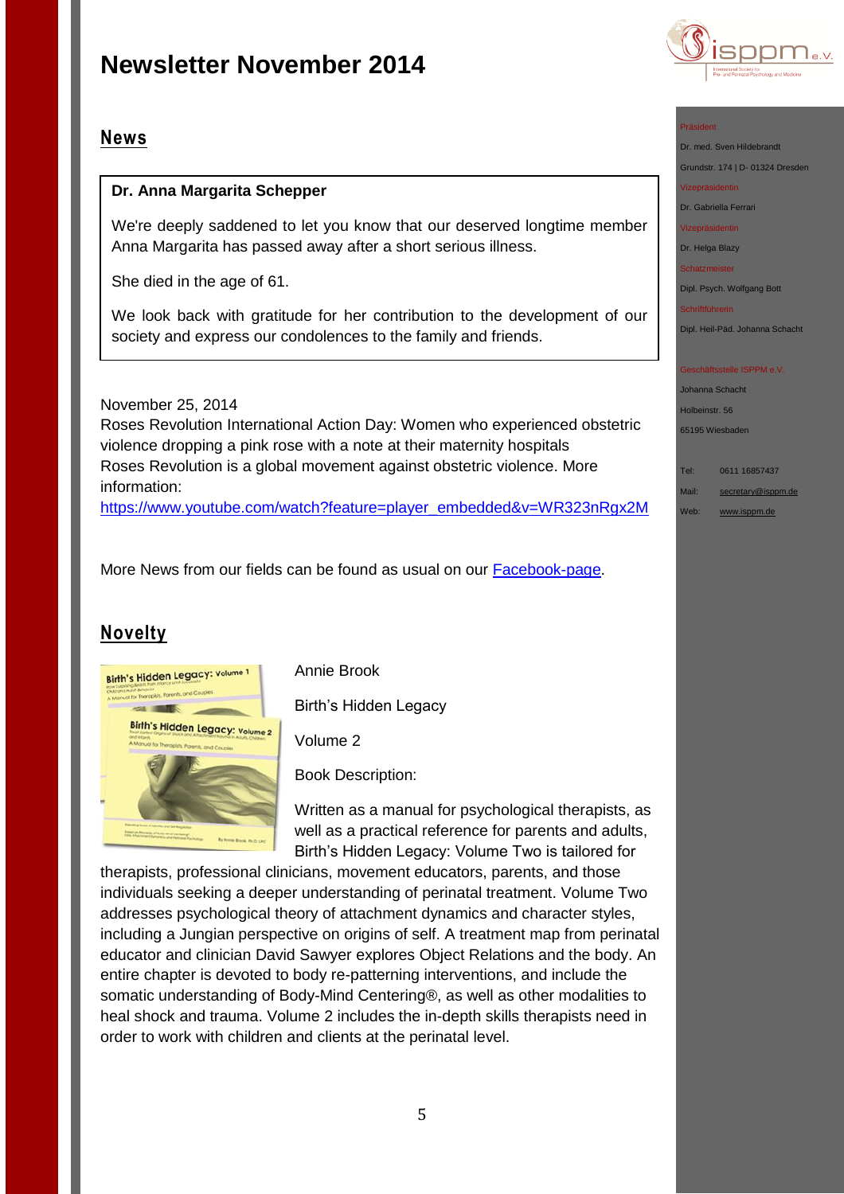# Newsletter November 2014

## News

**Dr. Anna Margarita Schepper**

We're deeply saddened to let you know that our deserved longtime member Anna Margarita has passed away after a short serious illness.

She died in the age of 61.

We look back with gratitude for her contribution to the development of our society and express our condolences to the family and friends.

November 25, 2014
Roses Revolution International Action Day: Women who experienced obstetric violence dropping a pink rose with a note at their maternity hospitals
Roses Revolution is a global movement against obstetric violence. More information:
https://www.youtube.com/watch?feature=player_embedded&v=WR323nRgx2M

More News from our fields can be found as usual on our Facebook-page.

## Novelty

Annie Brook

Birth's Hidden Legacy

Volume 2

Book Description:

Written as a manual for psychological therapists, as well as a practical reference for parents and adults, Birth's Hidden Legacy: Volume Two is tailored for therapists, professional clinicians, movement educators, parents, and those individuals seeking a deeper understanding of perinatal treatment. Volume Two addresses psychological theory of attachment dynamics and character styles, including a Jungian perspective on origins of self. A treatment map from perinatal educator and clinician David Sawyer explores Object Relations and the body. An entire chapter is devoted to body re-patterning interventions, and include the somatic understanding of Body-Mind Centering®, as well as other modalities to heal shock and trauma. Volume 2 includes the in-depth skills therapists need in order to work with children and clients at the perinatal level.

Präsident
Dr. med. Sven Hildebrandt
Grundstr. 174 | D- 01324 Dresden

Vizepräsidentin
Dr. Gabriella Ferrari

Vizepräsidentin
Dr. Helga Blazy

Schatzmeister
Dipl. Psych. Wolfgang Bott

Schriftführerin
Dipl. Heil-Päd. Johanna Schacht

Geschäftsstelle ISPPM e.V.
Johanna Schacht
Holbeinstr. 56
65195 Wiesbaden

Tel: 0611 16857437
Mail: secretary@isppm.de
Web: www.isppm.de